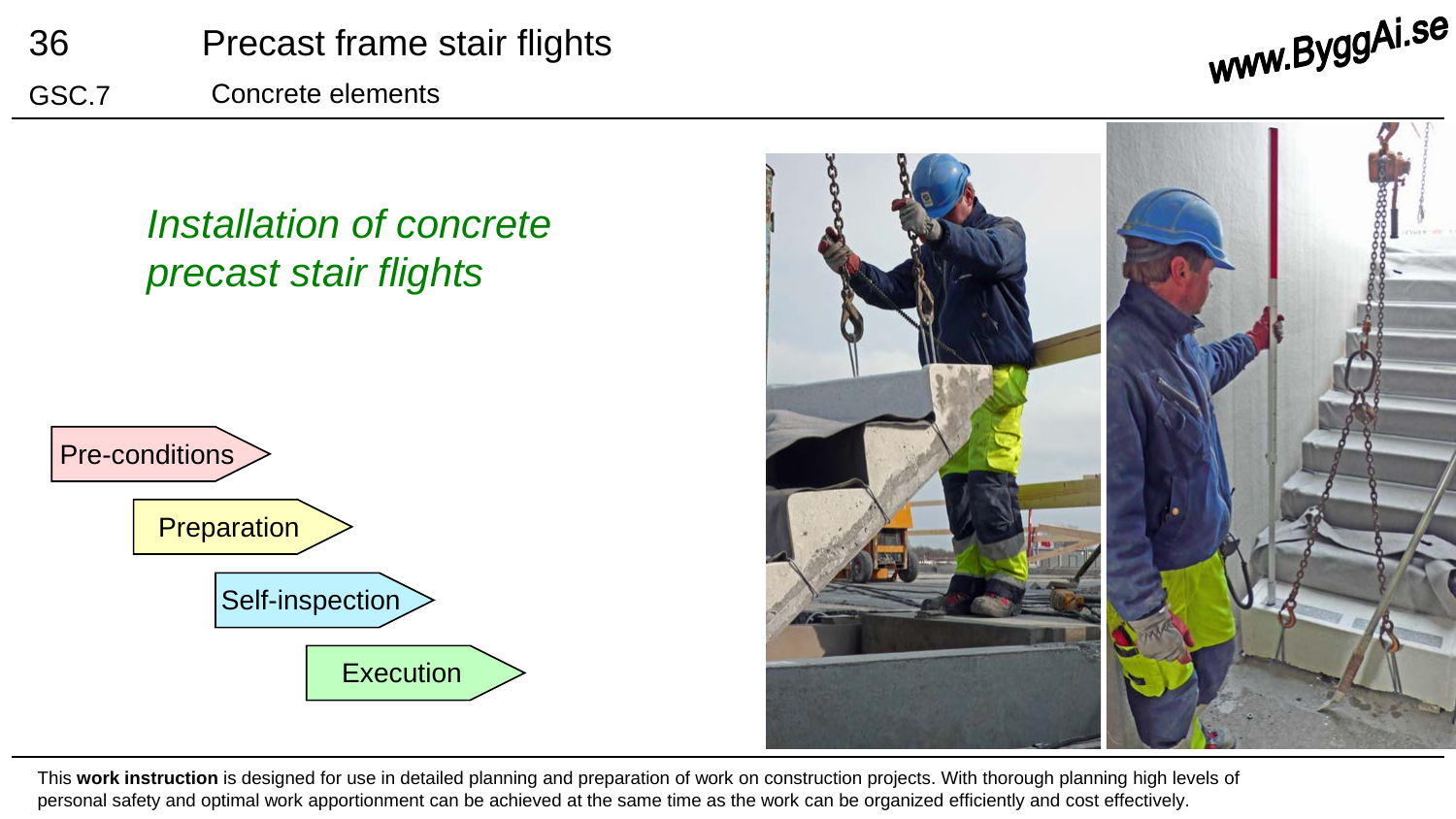36 Precast frame stair flights

GSC.7 Concrete elements

# *Installation of concrete precast stair flights*

- Pre-conditions
- Preparation
- Self-inspection
- Execution

This **work instruction** is designed for use in detailed planning and preparation of work on construction projects. With thorough planning high levels of personal safety and optimal work apportionment can be achieved at the same time as the work can be organized efficiently and cost effectively.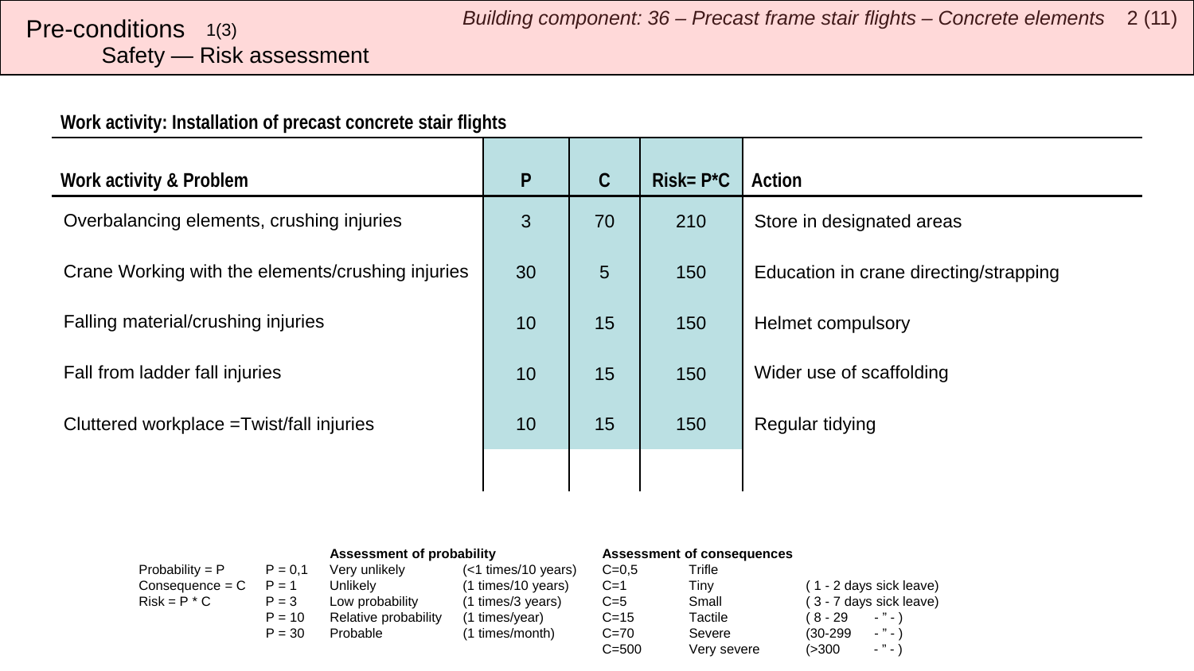# Pre-conditions 1(3)

## Safety — Risk assessment

*Building component: 36 – Precast frame stair flights – Concrete elements*

**Work activity: Installation of precast concrete stair flights**

| Work activity & Problem | P | C | Risk= P*C | Action |
|---|---|---|---|---|
| Overbalancing elements, crushing injuries | 3 | 70 | 210 | Store in designated areas |
| Crane Working with the elements/crushing injuries | 30 | 5 | 150 | Education in crane directing/strapping |
| Falling material/crushing injuries | 10 | 15 | 150 | Helmet compulsory |
| Fall from ladder fall injuries | 10 | 15 | 150 | Wider use of scaffolding |
| Cluttered workplace =Twist/fall injuries | 10 | 15 | 150 | Regular tidying |
| | | | | |

| | | **Assessment of probability** | | **Assessment of consequences** | | |
|---|---|---|---|---|---|---|
| Probability = P | P = 0,1 | Very unlikely | (<1 times/10 years) | C=0,5 | Trifle | |
| Consequence = C | P = 1 | Unlikely | (1 times/10 years) | C=1 | Tiny | ( 1 - 2 days sick leave) |
| Risk = P * C | P = 3 | Low probability | (1 times/3 years) | C=5 | Small | ( 3 - 7 days sick leave) |
| | P = 10 | Relative probability | (1 times/year) | C=15 | Tactile | ( 8 - 29 - " - ) |
| | P = 30 | Probable | (1 times/month) | C=70 | Severe | (30-299 - " - ) |
| | | | | C=500 | Very severe | (>300 - " - ) |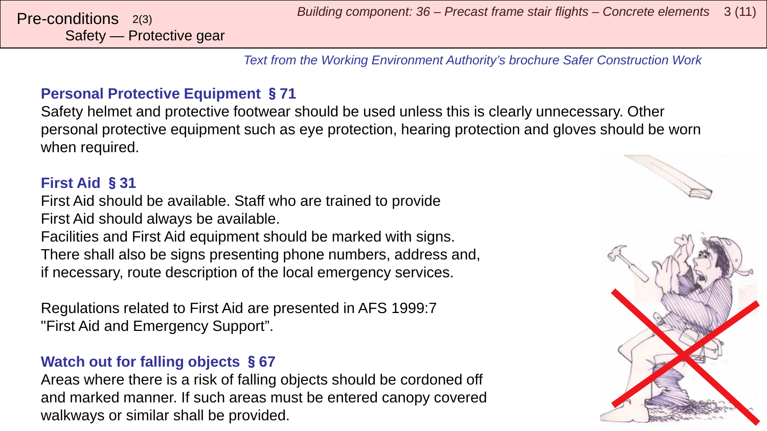# Pre-conditions 2(3)
## Safety — Protective gear

*Text from the Working Environment Authority's brochure Safer Construction Work*

### Personal Protective Equipment § 71

Safety helmet and protective footwear should be used unless this is clearly unnecessary. Other personal protective equipment such as eye protection, hearing protection and gloves should be worn when required.

### First Aid § 31

First Aid should be available. Staff who are trained to provide First Aid should always be available.

Facilities and First Aid equipment should be marked with signs.

There shall also be signs presenting phone numbers, address and, if necessary, route description of the local emergency services.

Regulations related to First Aid are presented in AFS 1999:7 "First Aid and Emergency Support".

### Watch out for falling objects § 67

Areas where there is a risk of falling objects should be cordoned off and marked manner. If such areas must be entered canopy covered walkways or similar shall be provided.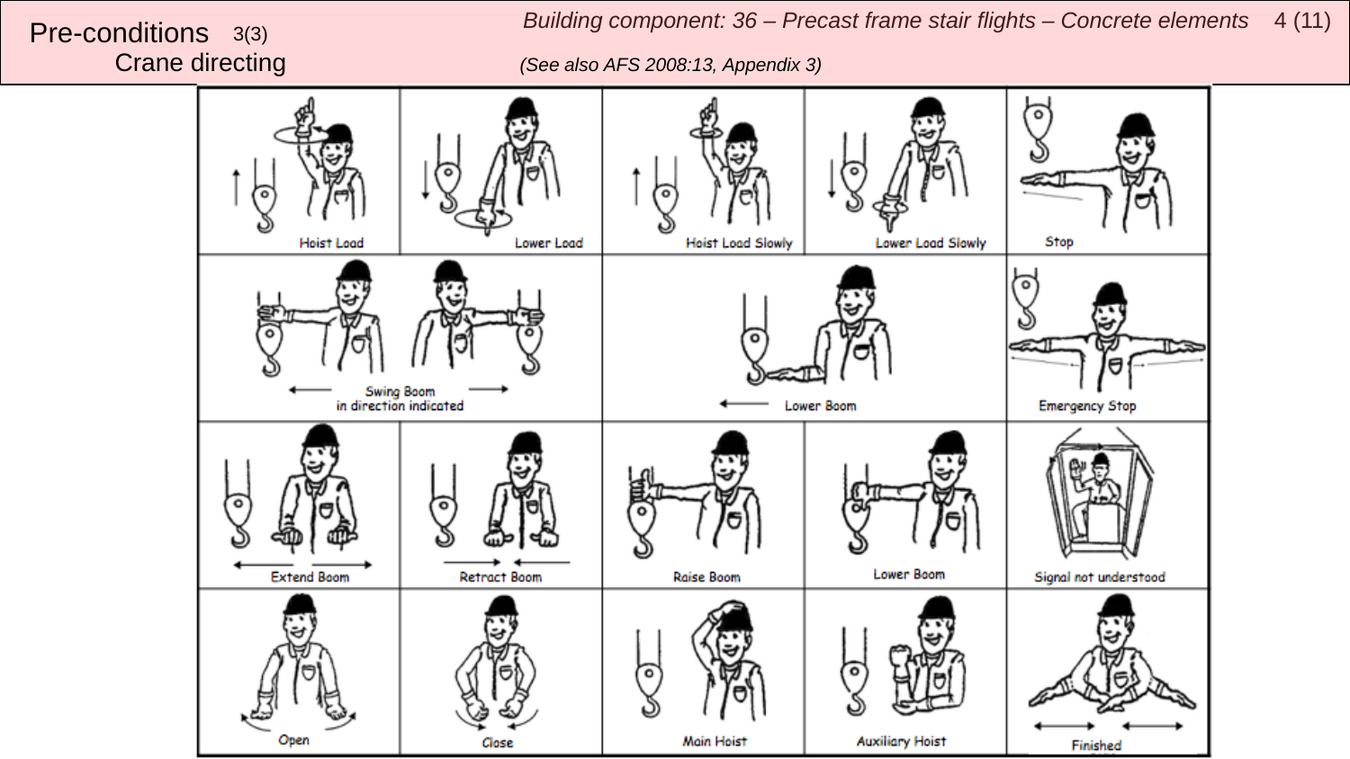# Pre-conditions 3(3)
## Crane directing

*Building component: 36 – Precast frame stair flights – Concrete elements*

*(See also AFS 2008:13, Appendix 3)*

| | | | | |
|---|---|---|---|---|
| Hoist Load | Lower Load | Hoist Load Slowly | Lower Load Slowly | Stop |
| Swing Boom in direction indicated | | Lower Boom | | Emergency Stop |
| Extend Boom | Retract Boom | Raise Boom | Lower Boom | Signal not understood |
| Open | Close | Main Hoist | Auxiliary Hoist | Finished |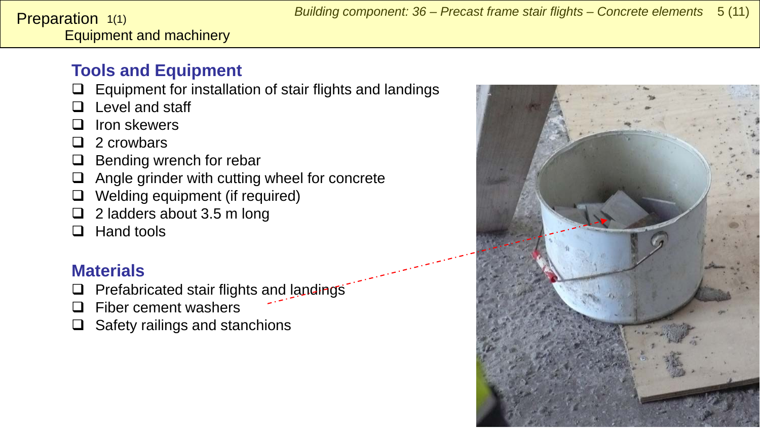# Preparation 1(1)

## Equipment and machinery

### Tools and Equipment

- Equipment for installation of stair flights and landings
- Level and staff
- Iron skewers
- 2 crowbars
- Bending wrench for rebar
- Angle grinder with cutting wheel for concrete
- Welding equipment (if required)
- 2 ladders about 3.5 m long
- Hand tools

### Materials

- Prefabricated stair flights and landings
- Fiber cement washers
- Safety railings and stanchions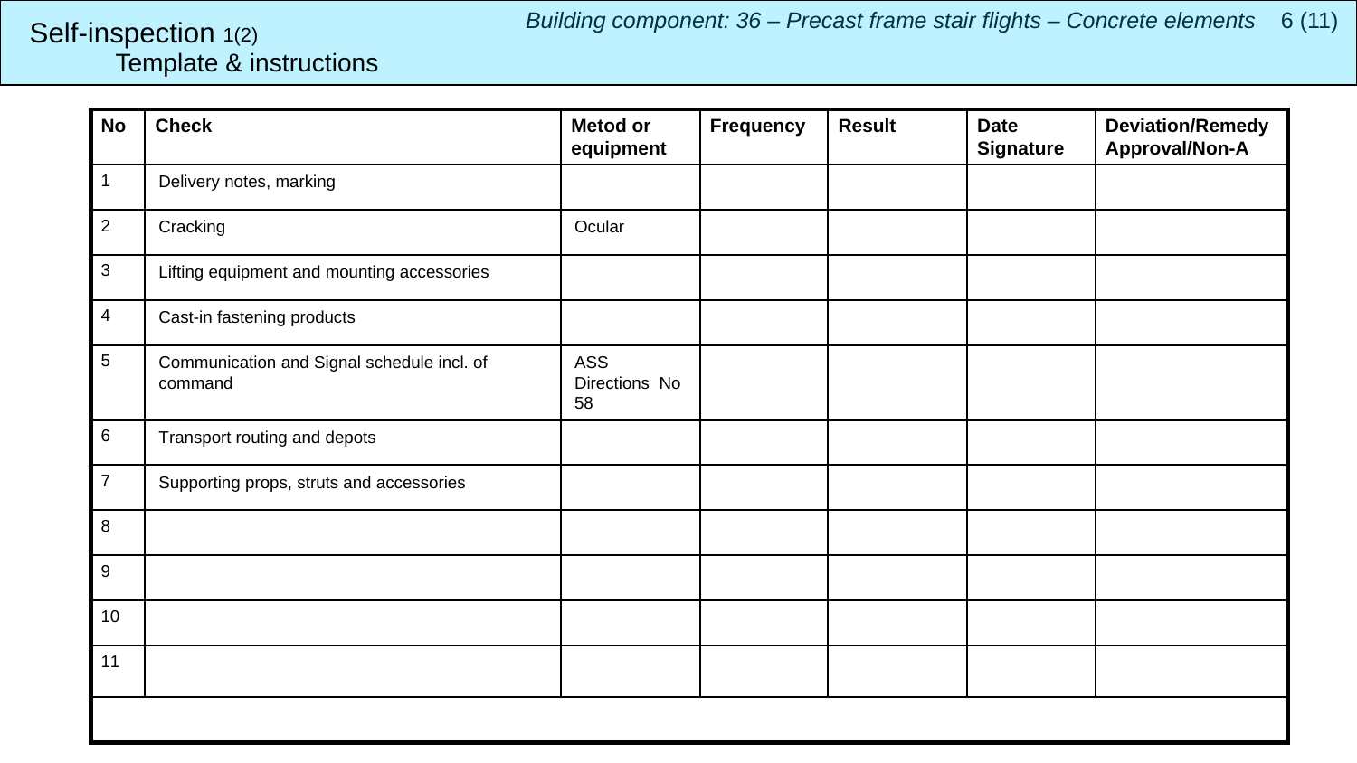# Self-inspection 1(2)

## Template & instructions

*Building component: 36 – Precast frame stair flights – Concrete elements*

| No | Check | Metod or equipment | Frequency | Result | Date Signature | Deviation/Remedy Approval/Non-A |
|---|---|---|---|---|---|---|
| 1 | Delivery notes, marking | | | | | |
| 2 | Cracking | Ocular | | | | |
| 3 | Lifting equipment and mounting accessories | | | | | |
| 4 | Cast-in fastening products | | | | | |
| 5 | Communication and Signal schedule incl. of command | ASS Directions No 58 | | | | |
| 6 | Transport routing and depots | | | | | |
| 7 | Supporting props, struts and accessories | | | | | |
| 8 | | | | | | |
| 9 | | | | | | |
| 10 | | | | | | |
| 11 | | | | | | |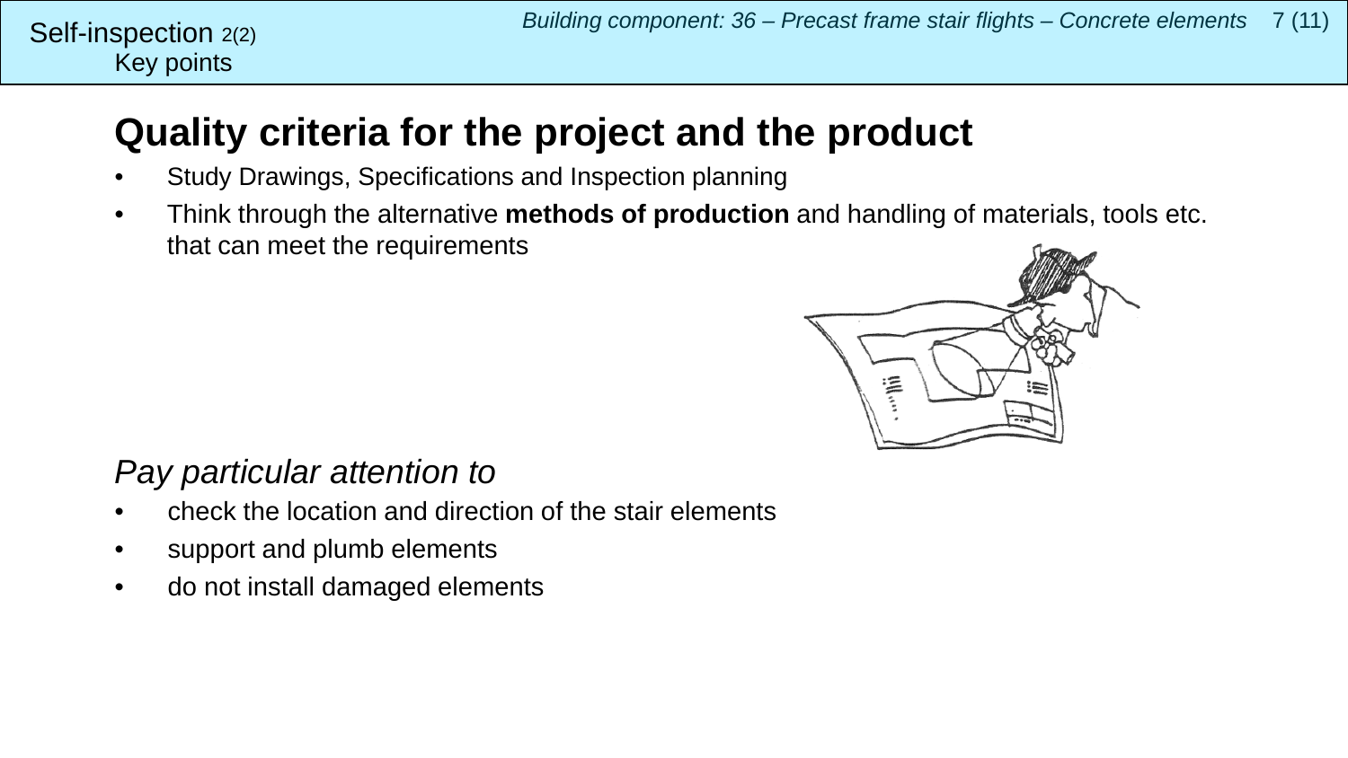Self-inspection 2(2)
Key points

## Quality criteria for the project and the product

- Study Drawings, Specifications and Inspection planning
- Think through the alternative **methods of production** and handling of materials, tools etc. that can meet the requirements

### *Pay particular attention to*

- check the location and direction of the stair elements
- support and plumb elements
- do not install damaged elements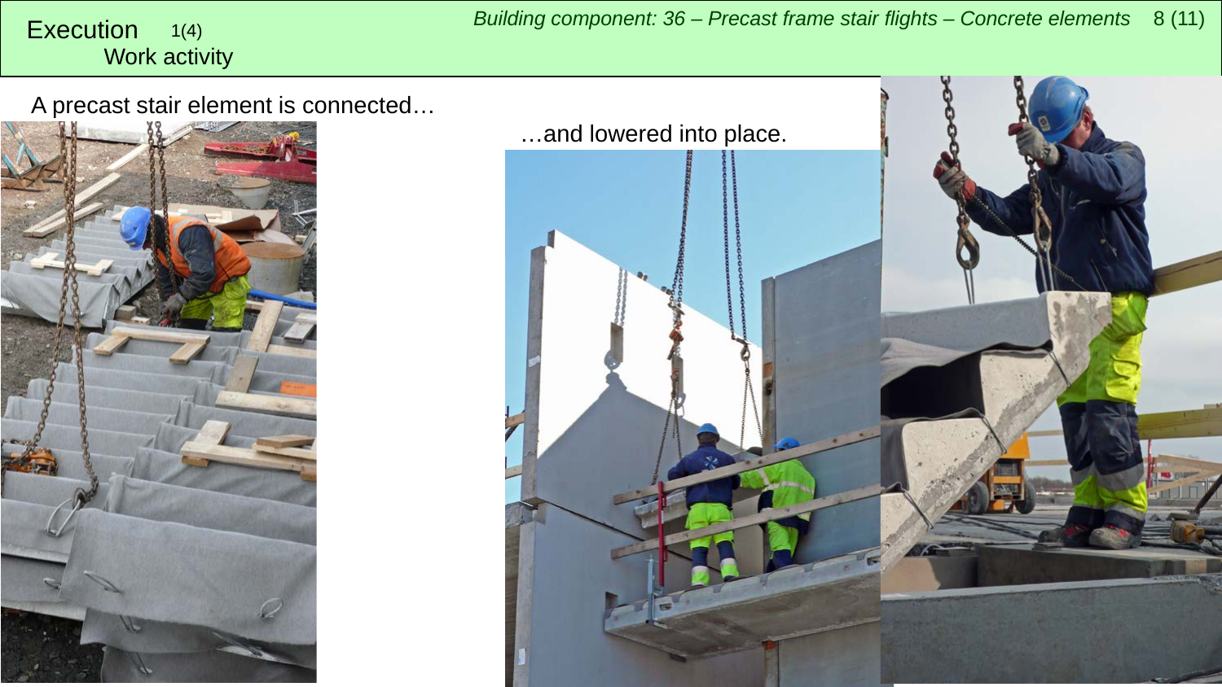# Execution 1(4)

## Work activity

*Building component: 36 – Precast frame stair flights – Concrete elements*

A precast stair element is connected…

…and lowered into place.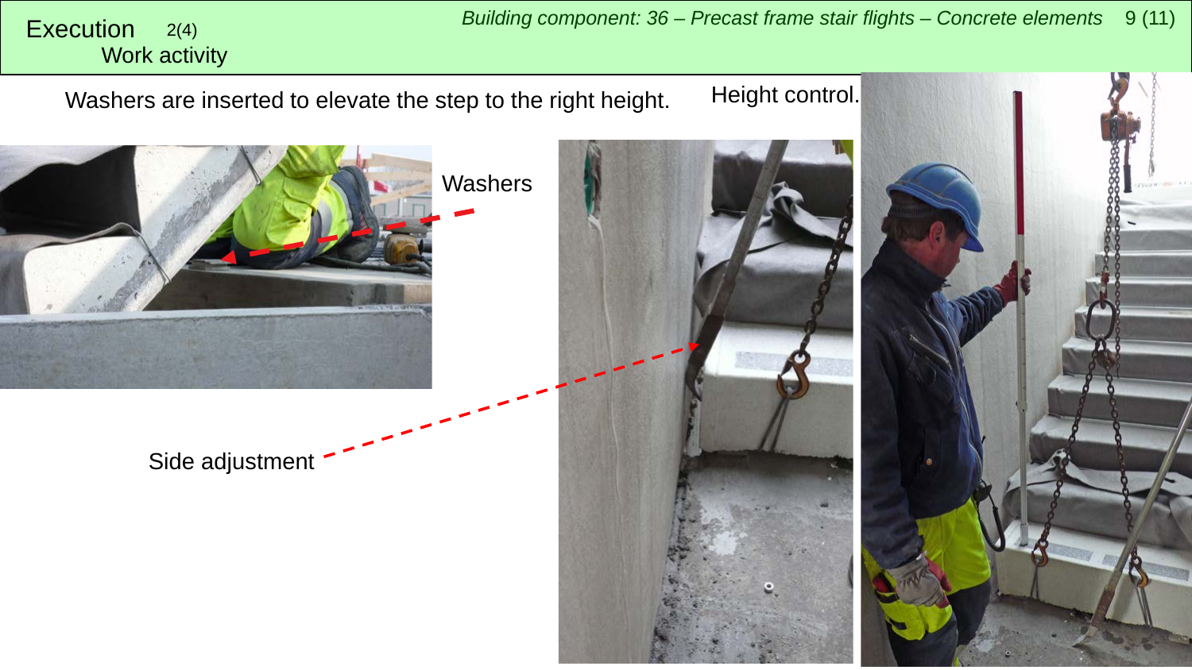# Execution 2(4)

## Work activity

Washers are inserted to elevate the step to the right height.

Height control.

Washers

Side adjustment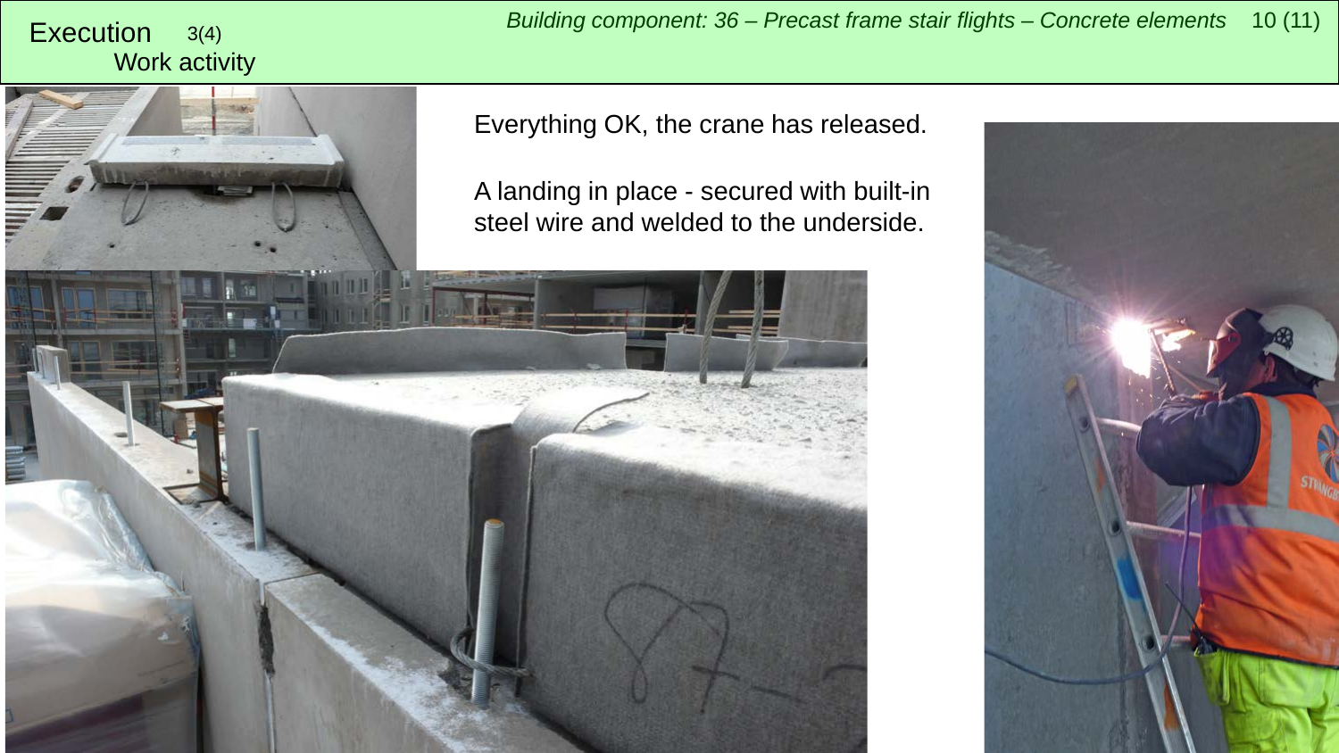# Execution 3(4)

## Work activity

*Building component: 36 – Precast frame stair flights – Concrete elements*

Everything OK, the crane has released.

A landing in place - secured with built-in steel wire and welded to the underside.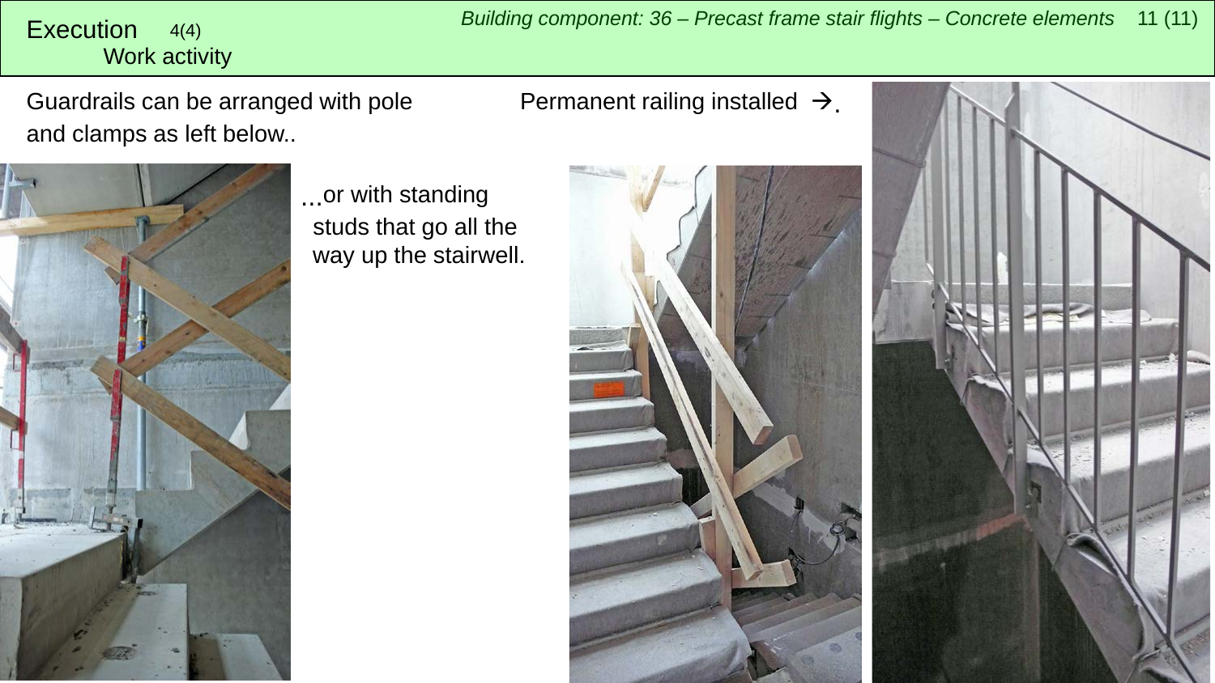# Execution 4(4)

## Work activity

Guardrails can be arranged with pole and clamps as left below..

...or with standing studs that go all the way up the stairwell.

Permanent railing installed →.